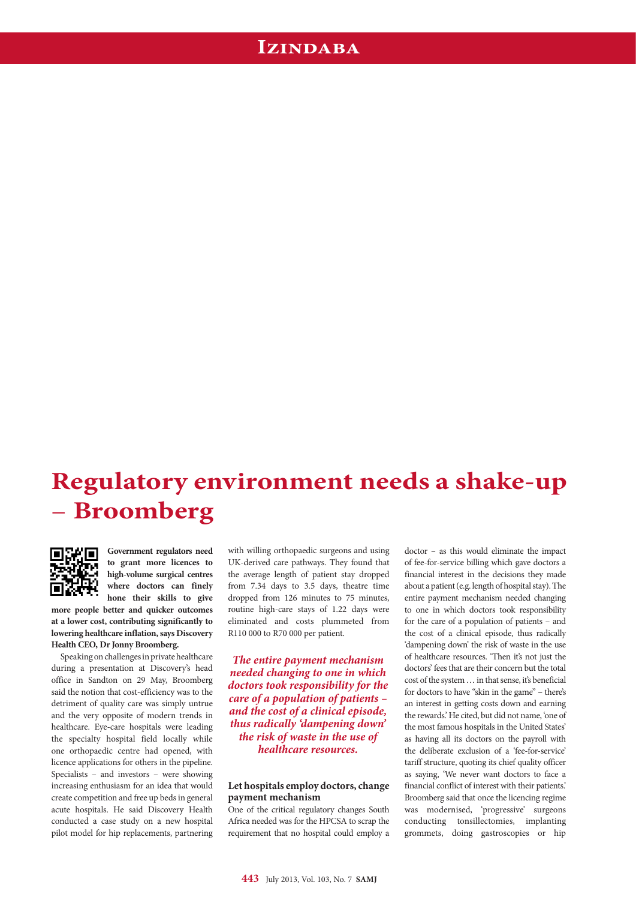# Regulatory environment needs a shake-up – Broomberg

**Government regulators need to grant more licences to high-volume surgical centres where doctors can finely hone their skills to give more people better and quicker outcomes at a lower cost, contributing significantly to lowering healthcare inflation, says Discovery Health CEO, Dr Jonny Broomberg.**

Speaking on challenges in private healthcare during a presentation at Discovery's head office in Sandton on 29 May, Broomberg said the notion that cost-efficiency was to the detriment of quality care was simply untrue and the very opposite of modern trends in healthcare. Eye-care hospitals were leading the specialty hospital field locally while one orthopaedic centre had opened, with licence applications for others in the pipeline. Specialists – and investors – were showing increasing enthusiasm for an idea that would create competition and free up beds in general acute hospitals. He said Discovery Health conducted a case study on a new hospital pilot model for hip replacements, partnering with willing orthopaedic surgeons and using UK-derived care pathways. They found that the average length of patient stay dropped from 7.34 days to 3.5 days, theatre time dropped from 126 minutes to 75 minutes, routine high-care stays of 1.22 days were eliminated and costs plummeted from R110 000 to R70 000 per patient.

*The entire payment mechanism needed changing to one in which doctors took responsibility for the care of a population of patients – and the cost of a clinical episode, thus radically 'dampening down' the risk of waste in the use of healthcare resources.*

## Let hospitals employ doctors, change payment mechanism

One of the critical regulatory changes South Africa needed was for the HPCSA to scrap the requirement that no hospital could employ a doctor – as this would eliminate the impact of fee-for-service billing which gave doctors a financial interest in the decisions they made about a patient (e.g. length of hospital stay). The entire payment mechanism needed changing to one in which doctors took responsibility for the care of a population of patients – and the cost of a clinical episode, thus radically 'dampening down' the risk of waste in the use of healthcare resources. 'Then it's not just the doctors' fees that are their concern but the total cost of the system … in that sense, it's beneficial for doctors to have "skin in the game" – there's an interest in getting costs down and earning the rewards.' He cited, but did not name, 'one of the most famous hospitals in the United States' as having all its doctors on the payroll with the deliberate exclusion of a 'fee-for-service' tariff structure, quoting its chief quality officer as saying, 'We never want doctors to face a financial conflict of interest with their patients.' Broomberg said that once the licencing regime was modernised, 'progressive' surgeons conducting tonsillectomies, implanting grommets, doing gastroscopies or hip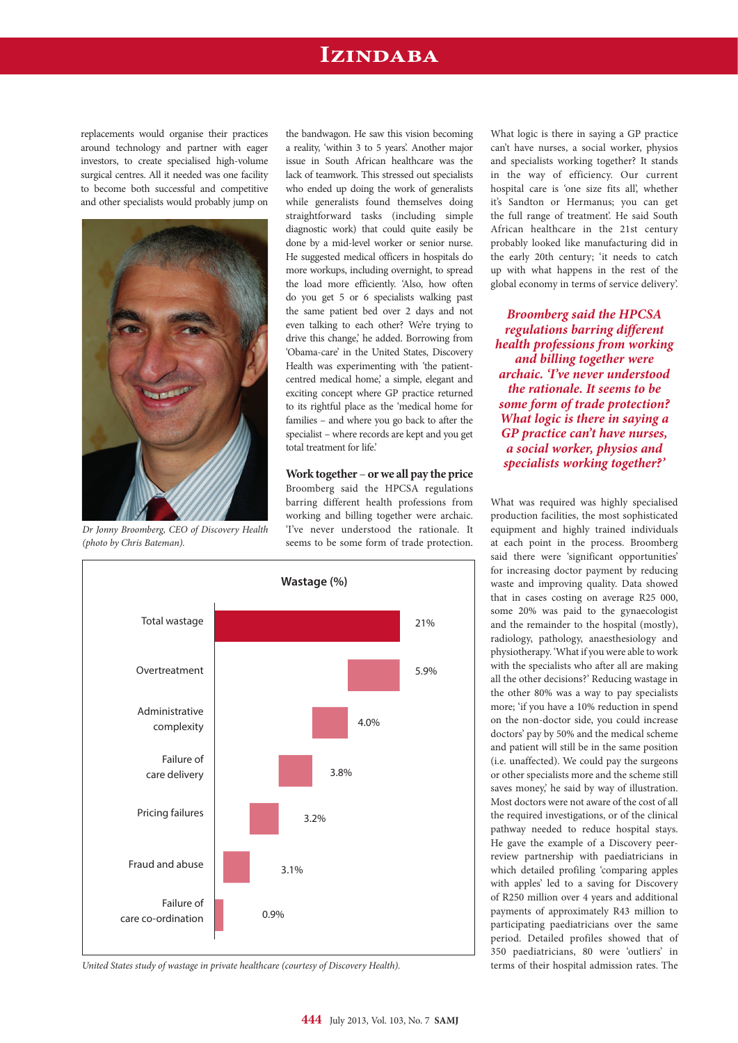replacements would organise their practices around technology and partner with eager investors, to create specialised high-volume surgical centres. All it needed was one facility to become both successful and competitive and other specialists would probably jump on the bandwagon. He saw this vision becoming a reality, 'within 3 to 5 years'. Another major issue in South African healthcare was the lack of teamwork. This stressed out specialists who ended up doing the work of generalists while generalists found themselves doing straightforward tasks (including simple diagnostic work) that could quite easily be done by a mid-level worker or senior nurse. He suggested medical officers in hospitals do more workups, including overnight, to spread the load more efficiently. 'Also, how often do you get 5 or 6 specialists walking past the same patient bed over 2 days and not even talking to each other? We're trying to drive this change,' he added. Borrowing from 'Obama-care' in the United States, Discovery Health was experimenting with 'the patient-centred medical home,' a simple, elegant and exciting concept where GP practice returned to its rightful place as the 'medical home for families – and where you go back to after the specialist – where records are kept and you get total treatment for life.'

*Dr Jonny Broomberg, CEO of Discovery Health (photo by Chris Bateman).*

## Work together – or we all pay the price

Broomberg said the HPCSA regulations barring different health professions from working and billing together were archaic. 'I've never understood the rationale. It seems to be some form of trade protection. What logic is there in saying a GP practice can't have nurses, a social worker, physios and specialists working together? It stands in the way of efficiency. Our current hospital care is 'one size fits all', whether it's Sandton or Hermanus; you can get the full range of treatment'. He said South African healthcare in the 21st century probably looked like manufacturing did in the early 20th century; 'it needs to catch up with what happens in the rest of the global economy in terms of service delivery'.

***Broomberg said the HPCSA regulations barring different health professions from working and billing together were archaic. 'I've never understood the rationale. It seems to be some form of trade protection? What logic is there in saying a GP practice can't have nurses, a social worker, physios and specialists working together?'***

What was required was highly specialised production facilities, the most sophisticated equipment and highly trained individuals at each point in the process. Broomberg said there were 'significant opportunities' for increasing doctor payment by reducing waste and improving quality. Data showed that in cases costing on average R25 000, some 20% was paid to the gynaecologist and the remainder to the hospital (mostly), radiology, pathology, anaesthesiology and physiotherapy. 'What if you were able to work with the specialists who after all are making all the other decisions?' Reducing wastage in the other 80% was a way to pay specialists more; 'if you have a 10% reduction in spend on the non-doctor side, you could increase doctors' pay by 50% and the medical scheme and patient will still be in the same position (i.e. unaffected). We could pay the surgeons or other specialists more and the scheme still saves money,' he said by way of illustration. Most doctors were not aware of the cost of all the required investigations, or of the clinical pathway needed to reduce hospital stays. He gave the example of a Discovery peer-review partnership with paediatricians in which detailed profiling 'comparing apples with apples' led to a saving for Discovery of R250 million over 4 years and additional payments of approximately R43 million to participating paediatricians over the same period. Detailed profiles showed that of 350 paediatricians, 80 were 'outliers' in terms of their hospital admission rates. The

**Wastage (%)**

| Category | Wastage (%) |
|---|---|
| Total wastage | 21% |
| Overtreatment | 5.9% |
| Administrative complexity | 4.0% |
| Failure of care delivery | 3.8% |
| Pricing failures | 3.2% |
| Fraud and abuse | 3.1% |
| Failure of care co-ordination | 0.9% |

*United States study of wastage in private healthcare (courtesy of Discovery Health).*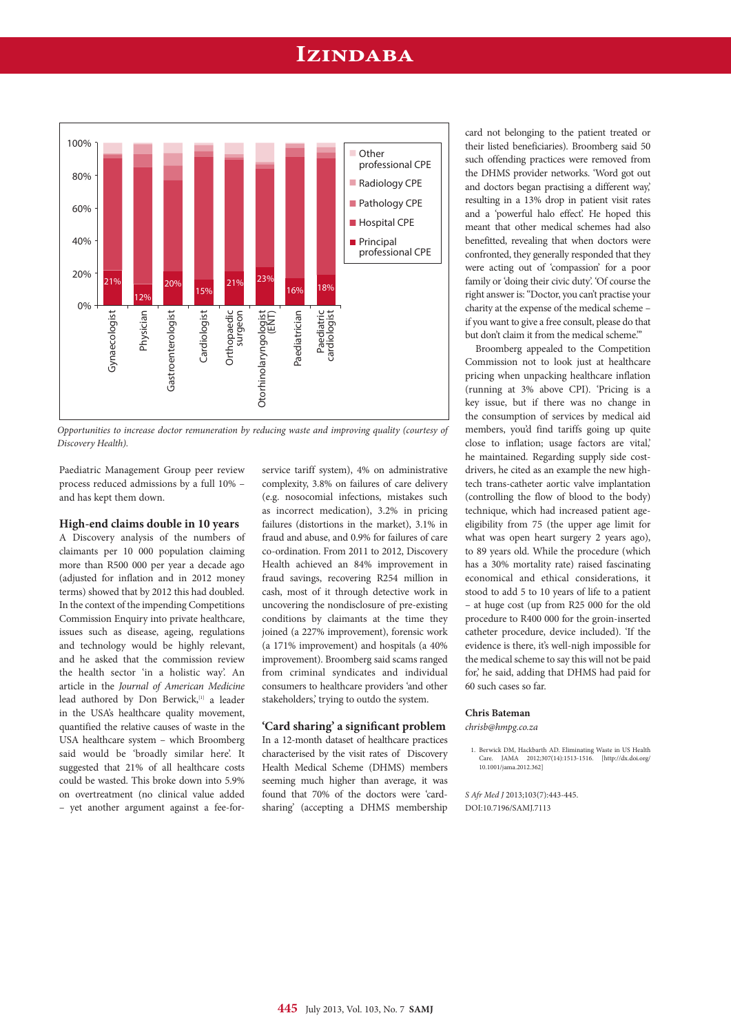100%
80%
60%
40%
20%
0%

21% 12% 20% 15% 21% 23% 16% 18%

Gynaecologist
Physician
Gastroenterologist
Cardiologist
Orthopaedic surgeon
Otorhinolaryngologist (ENT)
Paediatrician
Paediatric cardiologist

Other professional CPE
Radiology CPE
Pathology CPE
Hospital CPE
Principal professional CPE

*Opportunities to increase doctor remuneration by reducing waste and improving quality (courtesy of Discovery Health).*

Paediatric Management Group peer review process reduced admissions by a full 10% – and has kept them down.

### High-end claims double in 10 years

A Discovery analysis of the numbers of claimants per 10 000 population claiming more than R500 000 per year a decade ago (adjusted for inflation and in 2012 money terms) showed that by 2012 this had doubled. In the context of the impending Competitions Commission Enquiry into private healthcare, issues such as disease, ageing, regulations and technology would be highly relevant, and he asked that the commission review the health sector 'in a holistic way'. An article in the *Journal of American Medicine* lead authored by Don Berwick,[1] a leader in the USA's healthcare quality movement, quantified the relative causes of waste in the USA healthcare system – which Broomberg said would be 'broadly similar here'. It suggested that 21% of all healthcare costs could be wasted. This broke down into 5.9% on overtreatment (no clinical value added – yet another argument against a fee-for-service tariff system), 4% on administrative complexity, 3.8% on failures of care delivery (e.g. nosocomial infections, mistakes such as incorrect medication), 3.2% in pricing failures (distortions in the market), 3.1% in fraud and abuse, and 0.9% for failures of care co-ordination. From 2011 to 2012, Discovery Health achieved an 84% improvement in fraud savings, recovering R254 million in cash, most of it through detective work in uncovering the nondisclosure of pre-existing conditions by claimants at the time they joined (a 227% improvement), forensic work (a 171% improvement) and hospitals (a 40% improvement). Broomberg said scams ranged from criminal syndicates and individual consumers to healthcare providers 'and other stakeholders,' trying to outdo the system.

### 'Card sharing' a significant problem

In a 12-month dataset of healthcare practices characterised by the visit rates of Discovery Health Medical Scheme (DHMS) members seeming much higher than average, it was found that 70% of the doctors were 'card-sharing' (accepting a DHMS membership card not belonging to the patient treated or their listed beneficiaries). Broomberg said 50 such offending practices were removed from the DHMS provider networks. 'Word got out and doctors began practising a different way,' resulting in a 13% drop in patient visit rates and a 'powerful halo effect'. He hoped this meant that other medical schemes had also benefitted, revealing that when doctors were confronted, they generally responded that they were acting out of 'compassion' for a poor family or 'doing their civic duty'. 'Of course the right answer is: "Doctor, you can't practise your charity at the expense of the medical scheme – if you want to give a free consult, please do that but don't claim it from the medical scheme."'

Broomberg appealed to the Competition Commission not to look just at healthcare pricing when unpacking healthcare inflation (running at 3% above CPI). 'Pricing is a key issue, but if there was no change in the consumption of services by medical aid members, you'd find tariffs going up quite close to inflation; usage factors are vital,' he maintained. Regarding supply side cost-drivers, he cited as an example the new high-tech trans-catheter aortic valve implantation (controlling the flow of blood to the body) technique, which had increased patient age-eligibility from 75 (the upper age limit for what was open heart surgery 2 years ago), to 89 years old. While the procedure (which has a 30% mortality rate) raised fascinating economical and ethical considerations, it stood to add 5 to 10 years of life to a patient – at huge cost (up from R25 000 for the old procedure to R400 000 for the groin-inserted catheter procedure, device included). 'If the evidence is there, it's well-nigh impossible for the medical scheme to say this will not be paid for,' he said, adding that DHMS had paid for 60 such cases so far.

**Chris Bateman**
*chrisb@hmpg.co.za*

1. Berwick DM, Hackbarth AD. Eliminating Waste in US Health Care. JAMA 2012;307(14):1513-1516. [http://dx.doi.org/10.1001/jama.2012.362]

*S Afr Med J* 2013;103(7):443-445. DOI:10.7196/SAMJ.7113